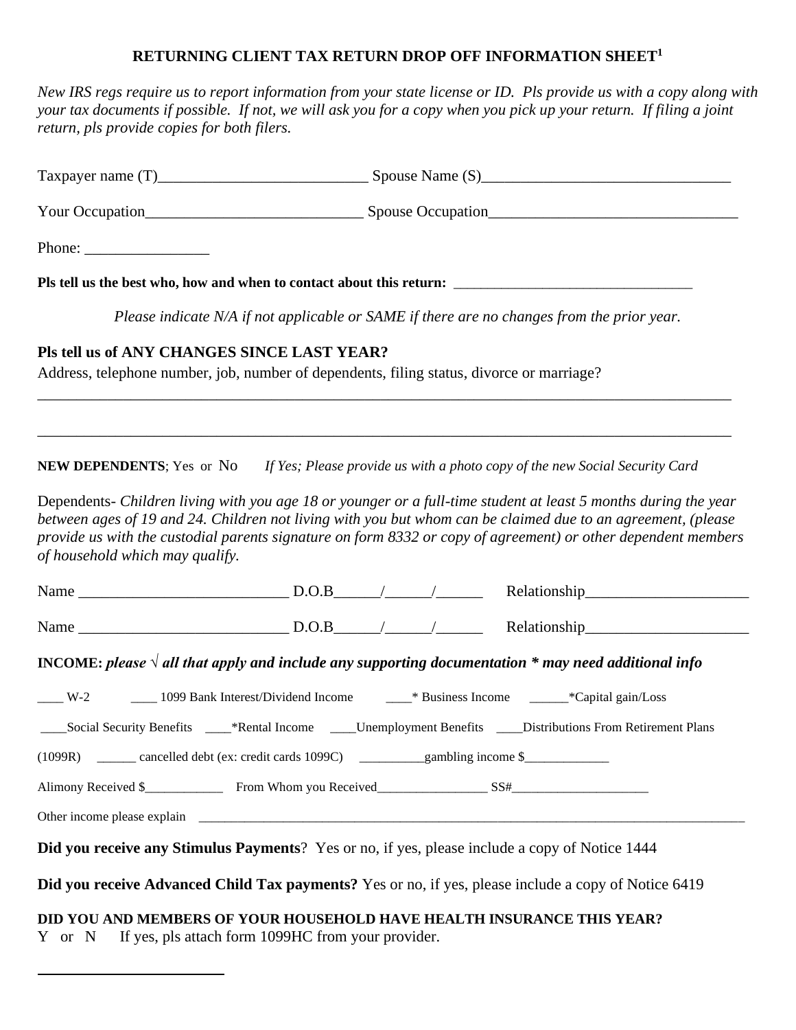# RETURNING CLIENT TAX RETURN DROP OFF INFORMATION SHEET[1]

*New IRS regs require us to report information from your state license or ID. Pls provide us with a copy along with your tax documents if possible. If not, we will ask you for a copy when you pick up your return. If filing a joint return, pls provide copies for both filers.*

Taxpayer name (T)___________________________ Spouse Name (S)________________________________

Your Occupation____________________________ Spouse Occupation_______________________________

Phone: ________________

**Pls tell us the best who, how and when to contact about this return:** ________________________________

*Please indicate N/A if not applicable or SAME if there are no changes from the prior year.*

**Pls tell us of ANY CHANGES SINCE LAST YEAR?**

Address, telephone number, job, number of dependents, filing status, divorce or marriage?

_____________________________________________________________________________________________

_____________________________________________________________________________________________

**NEW DEPENDENTS**; Yes or No *If Yes; Please provide us with a photo copy of the new Social Security Card*

Dependents- *Children living with you age 18 or younger or a full-time student at least 5 months during the year between ages of 19 and 24. Children not living with you but whom can be claimed due to an agreement, (please provide us with the custodial parents signature on form 8332 or copy of agreement) or other dependent members of household which may qualify.*

Name ___________________________ D.O.B______/______/______ Relationship_____________________

Name ___________________________ D.O.B______/______/______ Relationship_____________________

**INCOME:** ***please √ all that apply and include any supporting documentation \* may need additional info***

____ W-2 ____ 1099 Bank Interest/Dividend Income ____* Business Income ______*Capital gain/Loss

____Social Security Benefits ____*Rental Income ____Unemployment Benefits ____Distributions From Retirement Plans (1099R) ______ cancelled debt (ex: credit cards 1099C) __________gambling income $_____________

Alimony Received $____________ From Whom you Received_________________ SS#_____________________

Other income please explain ___________________________________________________________________________

**Did you receive any Stimulus Payments**? Yes or no, if yes, please include a copy of Notice 1444

**Did you receive Advanced Child Tax payments?** Yes or no, if yes, please include a copy of Notice 6419

**DID YOU AND MEMBERS OF YOUR HOUSEHOLD HAVE HEALTH INSURANCE THIS YEAR?**

Y or N If yes, pls attach form 1099HC from your provider.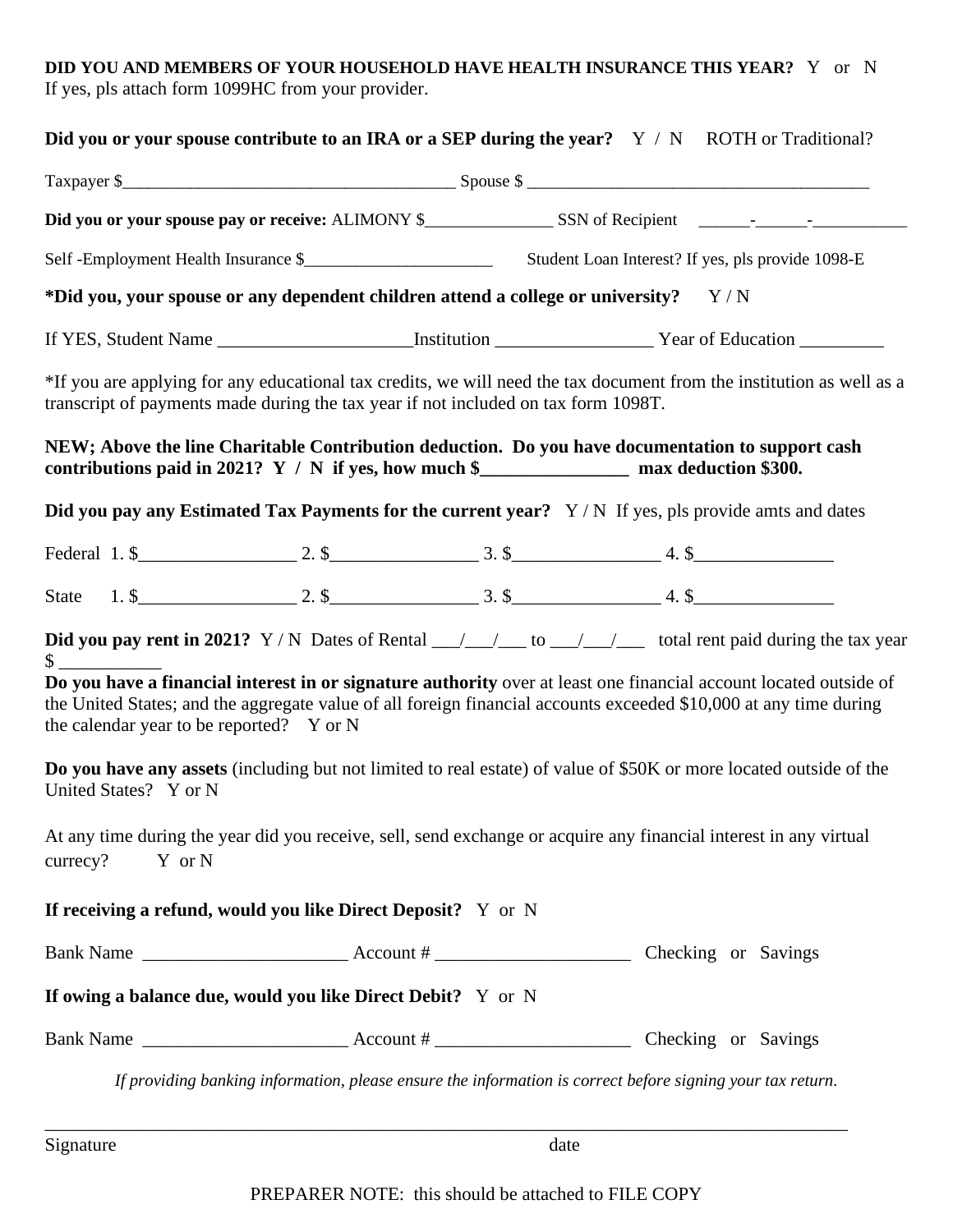**DID YOU AND MEMBERS OF YOUR HOUSEHOLD HAVE HEALTH INSURANCE THIS YEAR?** Y or N
If yes, pls attach form 1099HC from your provider.

**Did you or your spouse contribute to an IRA or a SEP during the year?** Y / N ROTH or Traditional?

Taxpayer $________________________________________ Spouse $ ________________________________________

**Did you or your spouse pay or receive:** ALIMONY $_______________ SSN of Recipient ______-______-___________

Self -Employment Health Insurance $______________________ Student Loan Interest? If yes, pls provide 1098-E

**\*Did you, your spouse or any dependent children attend a college or university?** Y / N

If YES, Student Name _____________________Institution _________________ Year of Education _________

\*If you are applying for any educational tax credits, we will need the tax document from the institution as well as a transcript of payments made during the tax year if not included on tax form 1098T.

**NEW; Above the line Charitable Contribution deduction. Do you have documentation to support cash contributions paid in 2021? Y / N if yes, how much $________________ max deduction $300.**

**Did you pay any Estimated Tax Payments for the current year?** Y / N If yes, pls provide amts and dates

Federal 1. $_________________ 2. $________________ 3. $________________ 4. $_______________

State 1. $_________________ 2. $________________ 3. $________________ 4. $_______________

**Did you pay rent in 2021?** Y / N Dates of Rental ___/___/___ to ___/___/___ total rent paid during the tax year $ ___________

**Do you have a financial interest in or signature authority** over at least one financial account located outside of the United States; and the aggregate value of all foreign financial accounts exceeded $10,000 at any time during the calendar year to be reported? Y or N

**Do you have any assets** (including but not limited to real estate) of value of $50K or more located outside of the United States? Y or N

At any time during the year did you receive, sell, send exchange or acquire any financial interest in any virtual currecy? Y or N

**If receiving a refund, would you like Direct Deposit?** Y or N

Bank Name ______________________ Account # _____________________ Checking or Savings

**If owing a balance due, would you like Direct Debit?** Y or N

Bank Name ______________________ Account # _____________________ Checking or Savings

*If providing banking information, please ensure the information is correct before signing your tax return.*

_____________________________________________________________________________________

Signature date

PREPARER NOTE: this should be attached to FILE COPY